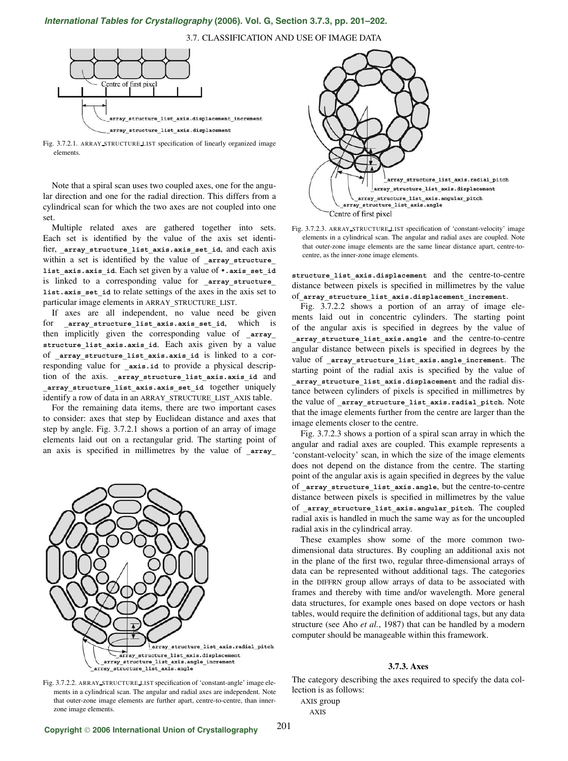Fig. 3.7.2.1. ARRAY_STRUCTURE_LIST specification of linearly organized image elements.

Note that a spiral scan uses two coupled axes, one for the angular direction and one for the radial direction. This differs from a cylindrical scan for which the two axes are not coupled into one set.

Multiple related axes are gathered together into sets. Each set is identified by the value of the axis set identifier, `_array_structure_list_axis.axis_set_id`, and each axis within a set is identified by the value of `_array_structure_list_axis.axis_id`. Each set given by a value of `*.axis_set_id` is linked to a corresponding value for `_array_structure_list.axis_set_id` to relate settings of the axes in the axis set to particular image elements in ARRAY_STRUCTURE_LIST.

If axes are all independent, no value need be given for `_array_structure_list_axis.axis_set_id`, which is then implicitly given the corresponding value of `_array_structure_list_axis.axis_id`. Each axis given by a value of `_array_structure_list_axis.axis_id` is linked to a corresponding value for `_axis.id` to provide a physical description of the axis. `_array_structure_list_axis.axis_id` and `_array_structure_list_axis.axis_set_id` together uniquely identify a row of data in an ARRAY_STRUCTURE_LIST_AXIS table.

For the remaining data items, there are two important cases to consider: axes that step by Euclidean distance and axes that step by angle. Fig. 3.7.2.1 shows a portion of an array of image elements laid out on a rectangular grid. The starting point of an axis is specified in millimetres by the value of `_array_structure_list_axis.displacement` and the centre-to-centre distance between pixels is specified in millimetres by the value of `_array_structure_list_axis.displacement_increment`.

Fig. 3.7.2.2 shows a portion of an array of image elements laid out in concentric cylinders. The starting point of the angular axis is specified in degrees by the value of `_array_structure_list_axis.angle` and the centre-to-centre angular distance between pixels is specified in degrees by the value of `_array_structure_list_axis.angle_increment`. The starting point of the radial axis is specified by the value of `_array_structure_list_axis.displacement` and the radial distance between cylinders of pixels is specified in millimetres by the value of `_array_structure_list_axis.radial_pitch`. Note that the image elements further from the centre are larger than the image elements closer to the centre.

Fig. 3.7.2.2. ARRAY_STRUCTURE_LIST specification of 'constant-angle' image elements in a cylindrical scan. The angular and radial axes are independent. Note that outer-zone image elements are further apart, centre-to-centre, than inner-zone image elements.

Fig. 3.7.2.3. ARRAY_STRUCTURE_LIST specification of 'constant-velocity' image elements in a cylindrical scan. The angular and radial axes are coupled. Note that outer-zone image elements are the same linear distance apart, centre-to-centre, as the inner-zone image elements.

Fig. 3.7.2.3 shows a portion of a spiral scan array in which the angular and radial axes are coupled. This example represents a 'constant-velocity' scan, in which the size of the image elements does not depend on the distance from the centre. The starting point of the angular axis is again specified in degrees by the value of `_array_structure_list_axis.angle`, but the centre-to-centre distance between pixels is specified in millimetres by the value of `_array_structure_list_axis.angular_pitch`. The coupled radial axis is handled in much the same way as for the uncoupled radial axis in the cylindrical array.

These examples show some of the more common two-dimensional data structures. By coupling an additional axis not in the plane of the first two, regular three-dimensional arrays of data can be represented without additional tags. The categories in the DIFFRN group allow arrays of data to be associated with frames and thereby with time and/or wavelength. More general data structures, for example ones based on dope vectors or hash tables, would require the definition of additional tags, but any data structure (see Aho *et al.*, 1987) that can be handled by a modern computer should be manageable within this framework.

### 3.7.3. Axes

The category describing the axes required to specify the data collection is as follows:

AXIS group
  AXIS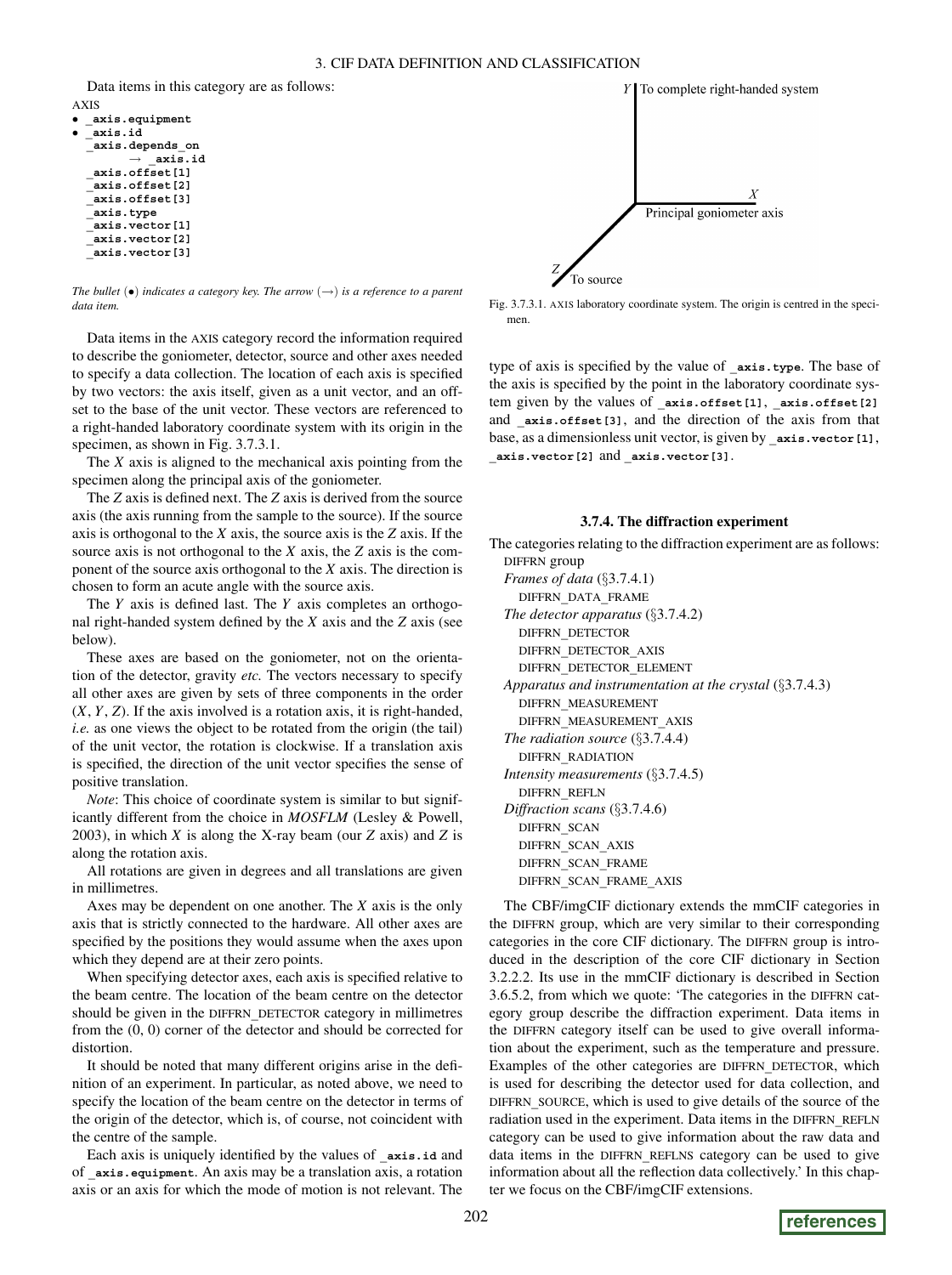Data items in this category are as follows:

AXIS
- • `_axis.equipment`
- • `_axis.id`
- `_axis.depends_on` → `_axis.id`
- `_axis.offset[1]`
- `_axis.offset[2]`
- `_axis.offset[3]`
- `_axis.type`
- `_axis.vector[1]`
- `_axis.vector[2]`
- `_axis.vector[3]`

*The bullet (•) indicates a category key. The arrow (→) is a reference to a parent data item.*

Data items in the AXIS category record the information required to describe the goniometer, detector, source and other axes needed to specify a data collection. The location of each axis is specified by two vectors: the axis itself, given as a unit vector, and an offset to the base of the unit vector. These vectors are referenced to a right-handed laboratory coordinate system with its origin in the specimen, as shown in Fig. 3.7.3.1.

The $X$ axis is aligned to the mechanical axis pointing from the specimen along the principal axis of the goniometer.

The $Z$ axis is defined next. The $Z$ axis is derived from the source axis (the axis running from the sample to the source). If the source axis is orthogonal to the $X$ axis, the source axis is the $Z$ axis. If the source axis is not orthogonal to the $X$ axis, the $Z$ axis is the component of the source axis orthogonal to the $X$ axis. The direction is chosen to form an acute angle with the source axis.

The $Y$ axis is defined last. The $Y$ axis completes an orthogonal right-handed system defined by the $X$ axis and the $Z$ axis (see below).

These axes are based on the goniometer, not on the orientation of the detector, gravity *etc.* The vectors necessary to specify all other axes are given by sets of three components in the order $(X, Y, Z)$. If the axis involved is a rotation axis, it is right-handed, *i.e.* as one views the object to be rotated from the origin (the tail) of the unit vector, the rotation is clockwise. If a translation axis is specified, the direction of the unit vector specifies the sense of positive translation.

*Note*: This choice of coordinate system is similar to but significantly different from the choice in *MOSFLM* (Lesley & Powell, 2003), in which $X$ is along the X-ray beam (our $Z$ axis) and $Z$ is along the rotation axis.

All rotations are given in degrees and all translations are given in millimetres.

Axes may be dependent on one another. The $X$ axis is the only axis that is strictly connected to the hardware. All other axes are specified by the positions they would assume when the axes upon which they depend are at their zero points.

When specifying detector axes, each axis is specified relative to the beam centre. The location of the beam centre on the detector should be given in the DIFFRN_DETECTOR category in millimetres from the (0, 0) corner of the detector and should be corrected for distortion.

It should be noted that many different origins arise in the definition of an experiment. In particular, as noted above, we need to specify the location of the beam centre on the detector in terms of the origin of the detector, which is, of course, not coincident with the centre of the sample.

Each axis is uniquely identified by the values of `_axis.id` and of `_axis.equipment`. An axis may be a translation axis, a rotation axis or an axis for which the mode of motion is not relevant. The type of axis is specified by the value of `_axis.type`. The base of the axis is specified by the point in the laboratory coordinate system given by the values of `_axis.offset[1]`, `_axis.offset[2]` and `_axis.offset[3]`, and the direction of the axis from that base, as a dimensionless unit vector, is given by `_axis.vector[1]`, `_axis.vector[2]` and `_axis.vector[3]`.

Y To complete right-handed system
X
Principal goniometer axis
Z
To source

Fig. 3.7.3.1. AXIS laboratory coordinate system. The origin is centred in the specimen.

### 3.7.4. The diffraction experiment

The categories relating to the diffraction experiment are as follows:

DIFFRN group

*Frames of data* (§3.7.4.1)
- DIFFRN_DATA_FRAME

*The detector apparatus* (§3.7.4.2)
- DIFFRN_DETECTOR
- DIFFRN_DETECTOR_AXIS
- DIFFRN_DETECTOR_ELEMENT

*Apparatus and instrumentation at the crystal* (§3.7.4.3)
- DIFFRN_MEASUREMENT
- DIFFRN_MEASUREMENT_AXIS

*The radiation source* (§3.7.4.4)
- DIFFRN_RADIATION

*Intensity measurements* (§3.7.4.5)
- DIFFRN_REFLN

*Diffraction scans* (§3.7.4.6)
- DIFFRN_SCAN
- DIFFRN_SCAN_AXIS
- DIFFRN_SCAN_FRAME
- DIFFRN_SCAN_FRAME_AXIS

The CBF/imgCIF dictionary extends the mmCIF categories in the DIFFRN group, which are very similar to their corresponding categories in the core CIF dictionary. The DIFFRN group is introduced in the description of the core CIF dictionary in Section 3.2.2.2. Its use in the mmCIF dictionary is described in Section 3.6.5.2, from which we quote: 'The categories in the DIFFRN category group describe the diffraction experiment. Data items in the DIFFRN category itself can be used to give overall information about the experiment, such as the temperature and pressure. Examples of the other categories are DIFFRN_DETECTOR, which is used for describing the detector used for data collection, and DIFFRN_SOURCE, which is used to give details of the source of the radiation used in the experiment. Data items in the DIFFRN_REFLN category can be used to give information about the raw data and data items in the DIFFRN_REFLNS category can be used to give information about all the reflection data collectively.' In this chapter we focus on the CBF/imgCIF extensions.